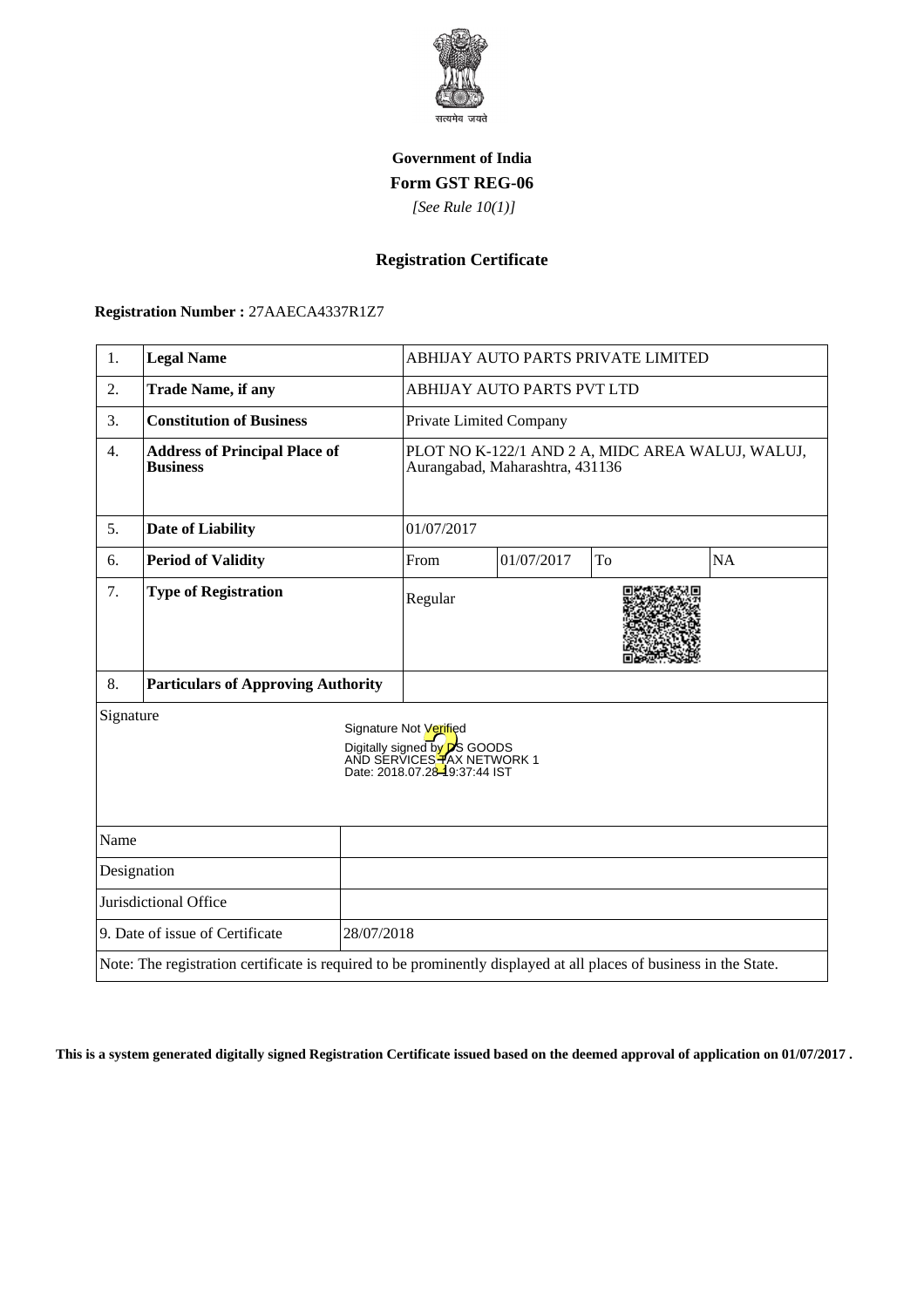**Government of India**

**Form GST REG-06**

*[See Rule 10(1)]*

## Registration Certificate

**Registration Number :** 27AAECA4337R1Z7

| 1. | **Legal Name** | ABHIJAY AUTO PARTS PRIVATE LIMITED | | | |
|---|---|---|---|---|---|
| 2. | **Trade Name, if any** | ABHIJAY AUTO PARTS PVT LTD | | | |
| 3. | **Constitution of Business** | Private Limited Company | | | |
| 4. | **Address of Principal Place of Business** | PLOT NO K-122/1 AND 2 A, MIDC AREA WALUJ, WALUJ, Aurangabad, Maharashtra, 431136 | | | |
| 5. | **Date of Liability** | 01/07/2017 | | | |
| 6. | **Period of Validity** | From | 01/07/2017 | To | NA |
| 7. | **Type of Registration** | Regular | | | |
| 8. | **Particulars of Approving Authority** | | | | |

Signature

Signature Not Verified
Digitally signed by DS GOODS AND SERVICES TAX NETWORK 1
Date: 2018.07.28 19:37:44 IST

| Name | |
|---|---|
| Designation | |
| Jurisdictional Office | |
| 9. Date of issue of Certificate | 28/07/2018 |

Note: The registration certificate is required to be prominently displayed at all places of business in the State.

**This is a system generated digitally signed Registration Certificate issued based on the deemed approval of application on 01/07/2017 .**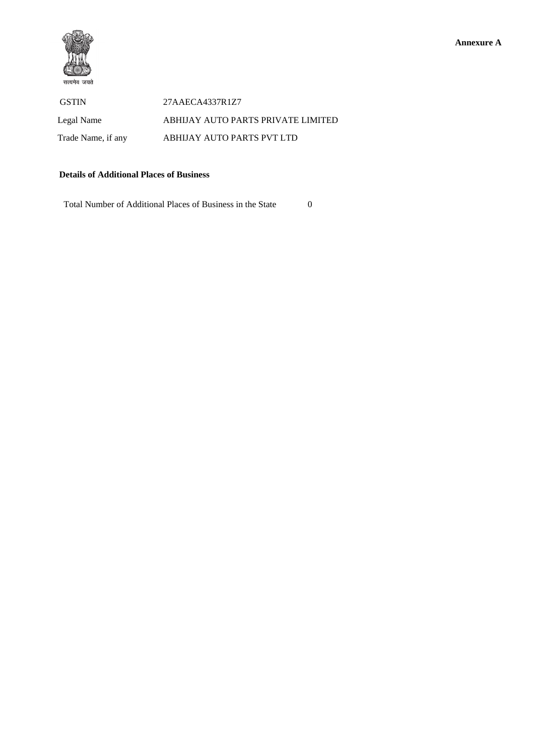सत्यमेव जयते

**Annexure A**

| | |
|---|---|
| GSTIN | 27AAECA4337R1Z7 |
| Legal Name | ABHIJAY AUTO PARTS PRIVATE LIMITED |
| Trade Name, if any | ABHIJAY AUTO PARTS PVT LTD |

**Details of Additional Places of Business**

Total Number of Additional Places of Business in the State 0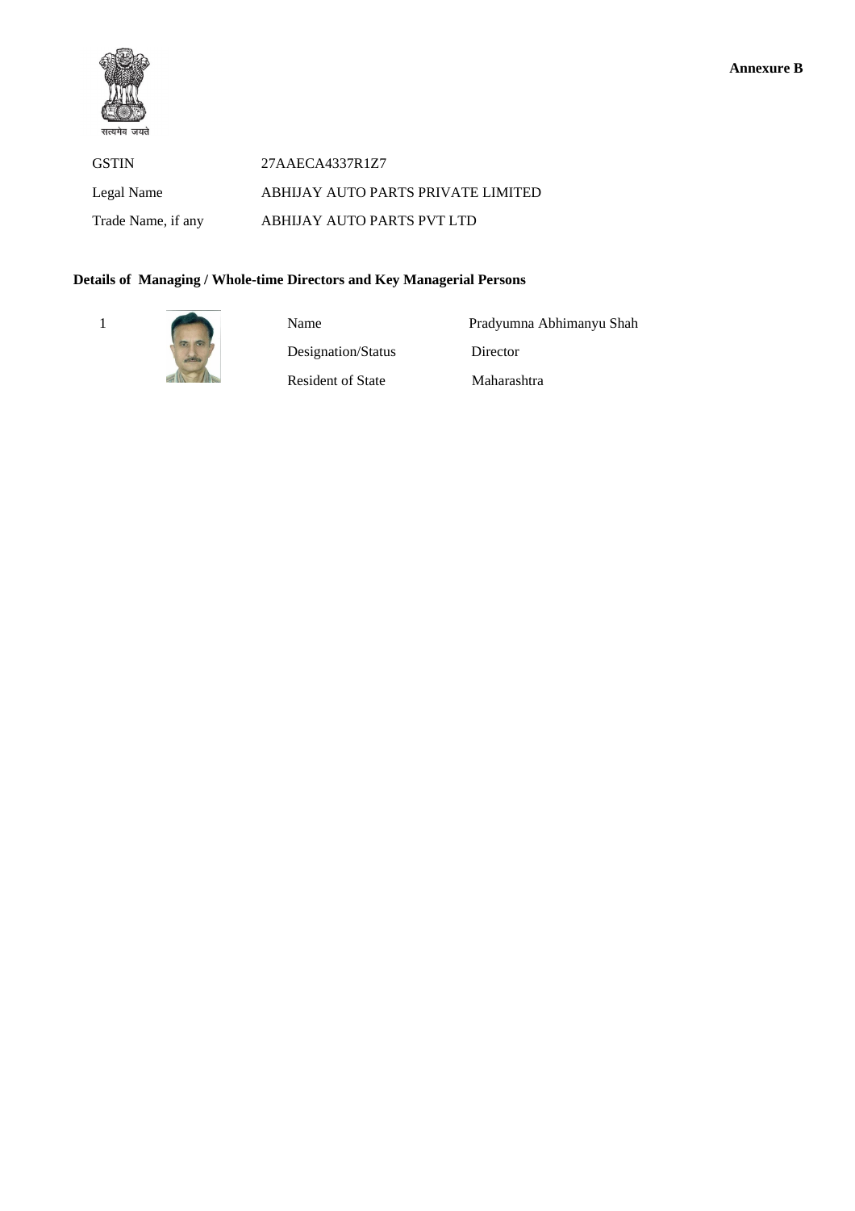**Annexure B**

सत्यमेव जयते

| | |
|---|---|
| GSTIN | 27AAECA4337R1Z7 |
| Legal Name | ABHIJAY AUTO PARTS PRIVATE LIMITED |
| Trade Name, if any | ABHIJAY AUTO PARTS PVT LTD |

**Details of Managing / Whole-time Directors and Key Managerial Persons**

1

| | |
|---|---|
| Name | Pradyumna Abhimanyu Shah |
| Designation/Status | Director |
| Resident of State | Maharashtra |